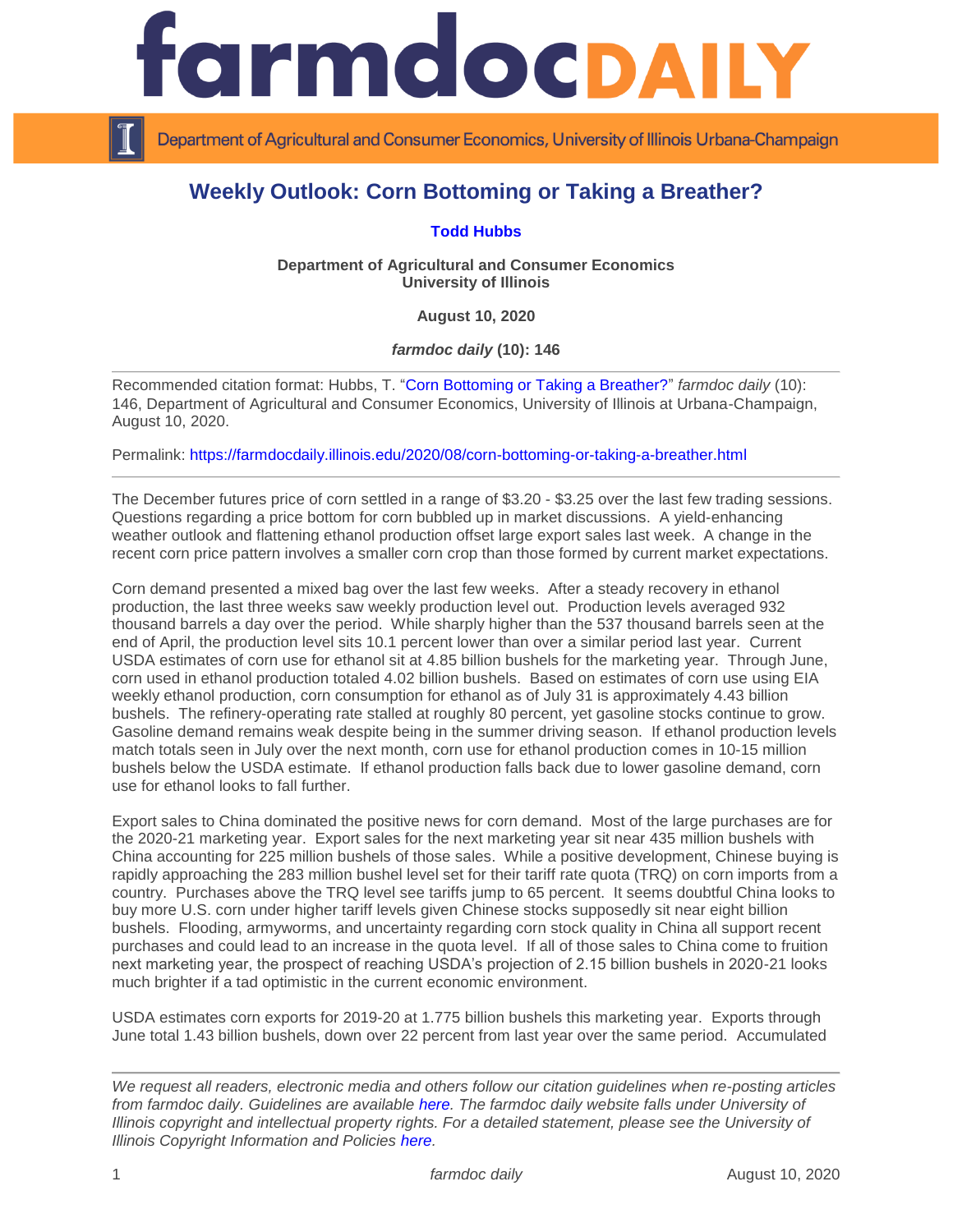# farmdoc DAILY

Department of Agricultural and Consumer Economics, University of Illinois Urbana-Champaign

## Weekly Outlook: Corn Bottoming or Taking a Breather?

**Todd Hubbs**

**Department of Agricultural and Consumer Economics**
**University of Illinois**

**August 10, 2020**

***farmdoc daily* (10): 146**

---

Recommended citation format: Hubbs, T. "Corn Bottoming or Taking a Breather?" *farmdoc daily* (10): 146, Department of Agricultural and Consumer Economics, University of Illinois at Urbana-Champaign, August 10, 2020.

Permalink: https://farmdocdaily.illinois.edu/2020/08/corn-bottoming-or-taking-a-breather.html

---

The December futures price of corn settled in a range of $3.20 - $3.25 over the last few trading sessions. Questions regarding a price bottom for corn bubbled up in market discussions. A yield-enhancing weather outlook and flattening ethanol production offset large export sales last week. A change in the recent corn price pattern involves a smaller corn crop than those formed by current market expectations.

Corn demand presented a mixed bag over the last few weeks. After a steady recovery in ethanol production, the last three weeks saw weekly production level out. Production levels averaged 932 thousand barrels a day over the period. While sharply higher than the 537 thousand barrels seen at the end of April, the production level sits 10.1 percent lower than over a similar period last year. Current USDA estimates of corn use for ethanol sit at 4.85 billion bushels for the marketing year. Through June, corn used in ethanol production totaled 4.02 billion bushels. Based on estimates of corn use using EIA weekly ethanol production, corn consumption for ethanol as of July 31 is approximately 4.43 billion bushels. The refinery-operating rate stalled at roughly 80 percent, yet gasoline stocks continue to grow. Gasoline demand remains weak despite being in the summer driving season. If ethanol production levels match totals seen in July over the next month, corn use for ethanol production comes in 10-15 million bushels below the USDA estimate. If ethanol production falls back due to lower gasoline demand, corn use for ethanol looks to fall further.

Export sales to China dominated the positive news for corn demand. Most of the large purchases are for the 2020-21 marketing year. Export sales for the next marketing year sit near 435 million bushels with China accounting for 225 million bushels of those sales. While a positive development, Chinese buying is rapidly approaching the 283 million bushel level set for their tariff rate quota (TRQ) on corn imports from a country. Purchases above the TRQ level see tariffs jump to 65 percent. It seems doubtful China looks to buy more U.S. corn under higher tariff levels given Chinese stocks supposedly sit near eight billion bushels. Flooding, armyworms, and uncertainty regarding corn stock quality in China all support recent purchases and could lead to an increase in the quota level. If all of those sales to China come to fruition next marketing year, the prospect of reaching USDA's projection of 2.15 billion bushels in 2020-21 looks much brighter if a tad optimistic in the current economic environment.

USDA estimates corn exports for 2019-20 at 1.775 billion bushels this marketing year. Exports through June total 1.43 billion bushels, down over 22 percent from last year over the same period. Accumulated

---

*We request all readers, electronic media and others follow our citation guidelines when re-posting articles from farmdoc daily. Guidelines are available here. The farmdoc daily website falls under University of Illinois copyright and intellectual property rights. For a detailed statement, please see the University of Illinois Copyright Information and Policies here.*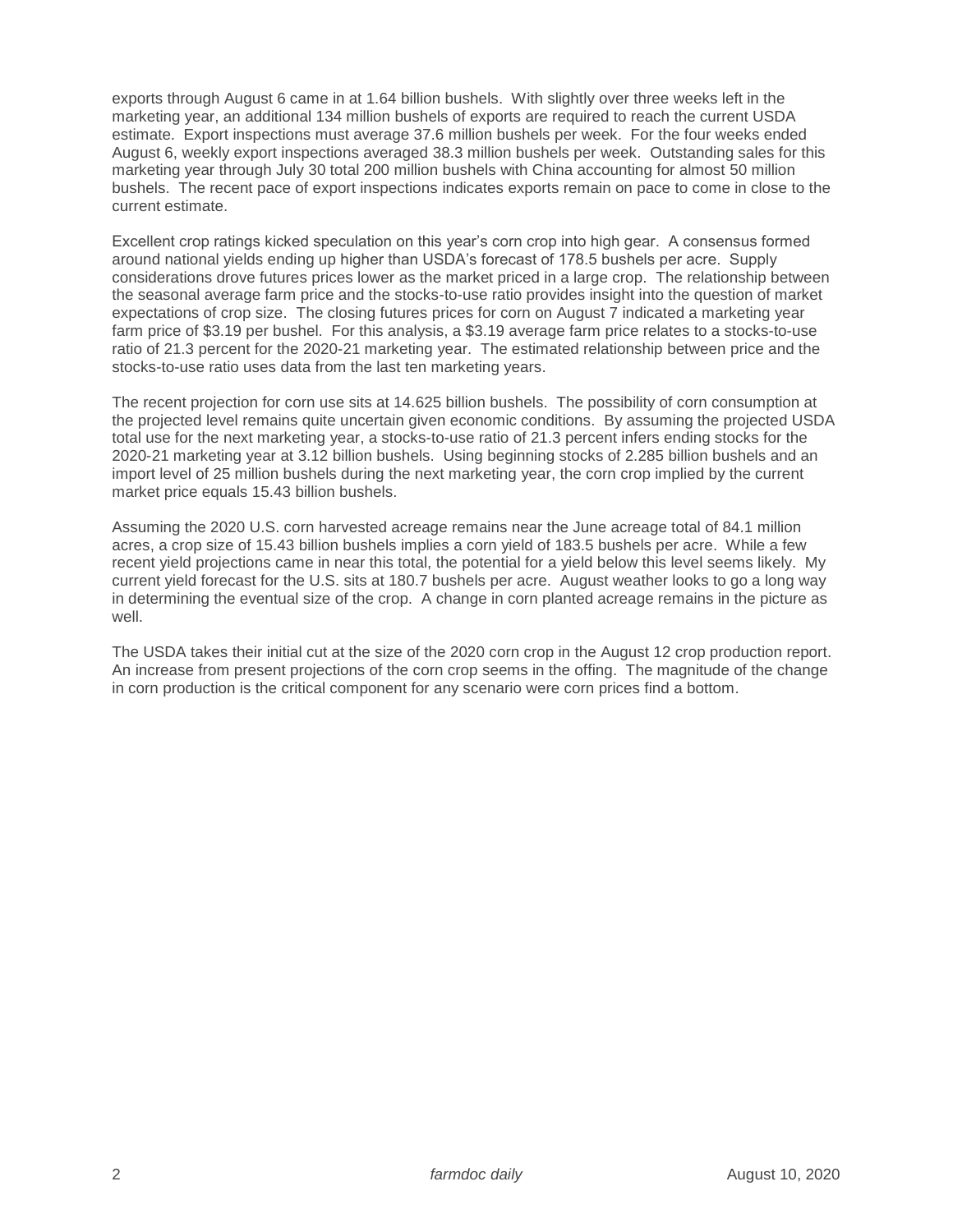exports through August 6 came in at 1.64 billion bushels. With slightly over three weeks left in the marketing year, an additional 134 million bushels of exports are required to reach the current USDA estimate. Export inspections must average 37.6 million bushels per week. For the four weeks ended August 6, weekly export inspections averaged 38.3 million bushels per week. Outstanding sales for this marketing year through July 30 total 200 million bushels with China accounting for almost 50 million bushels. The recent pace of export inspections indicates exports remain on pace to come in close to the current estimate.

Excellent crop ratings kicked speculation on this year's corn crop into high gear. A consensus formed around national yields ending up higher than USDA's forecast of 178.5 bushels per acre. Supply considerations drove futures prices lower as the market priced in a large crop. The relationship between the seasonal average farm price and the stocks-to-use ratio provides insight into the question of market expectations of crop size. The closing futures prices for corn on August 7 indicated a marketing year farm price of $3.19 per bushel. For this analysis, a $3.19 average farm price relates to a stocks-to-use ratio of 21.3 percent for the 2020-21 marketing year. The estimated relationship between price and the stocks-to-use ratio uses data from the last ten marketing years.

The recent projection for corn use sits at 14.625 billion bushels. The possibility of corn consumption at the projected level remains quite uncertain given economic conditions. By assuming the projected USDA total use for the next marketing year, a stocks-to-use ratio of 21.3 percent infers ending stocks for the 2020-21 marketing year at 3.12 billion bushels. Using beginning stocks of 2.285 billion bushels and an import level of 25 million bushels during the next marketing year, the corn crop implied by the current market price equals 15.43 billion bushels.

Assuming the 2020 U.S. corn harvested acreage remains near the June acreage total of 84.1 million acres, a crop size of 15.43 billion bushels implies a corn yield of 183.5 bushels per acre. While a few recent yield projections came in near this total, the potential for a yield below this level seems likely. My current yield forecast for the U.S. sits at 180.7 bushels per acre. August weather looks to go a long way in determining the eventual size of the crop. A change in corn planted acreage remains in the picture as well.

The USDA takes their initial cut at the size of the 2020 corn crop in the August 12 crop production report. An increase from present projections of the corn crop seems in the offing. The magnitude of the change in corn production is the critical component for any scenario were corn prices find a bottom.